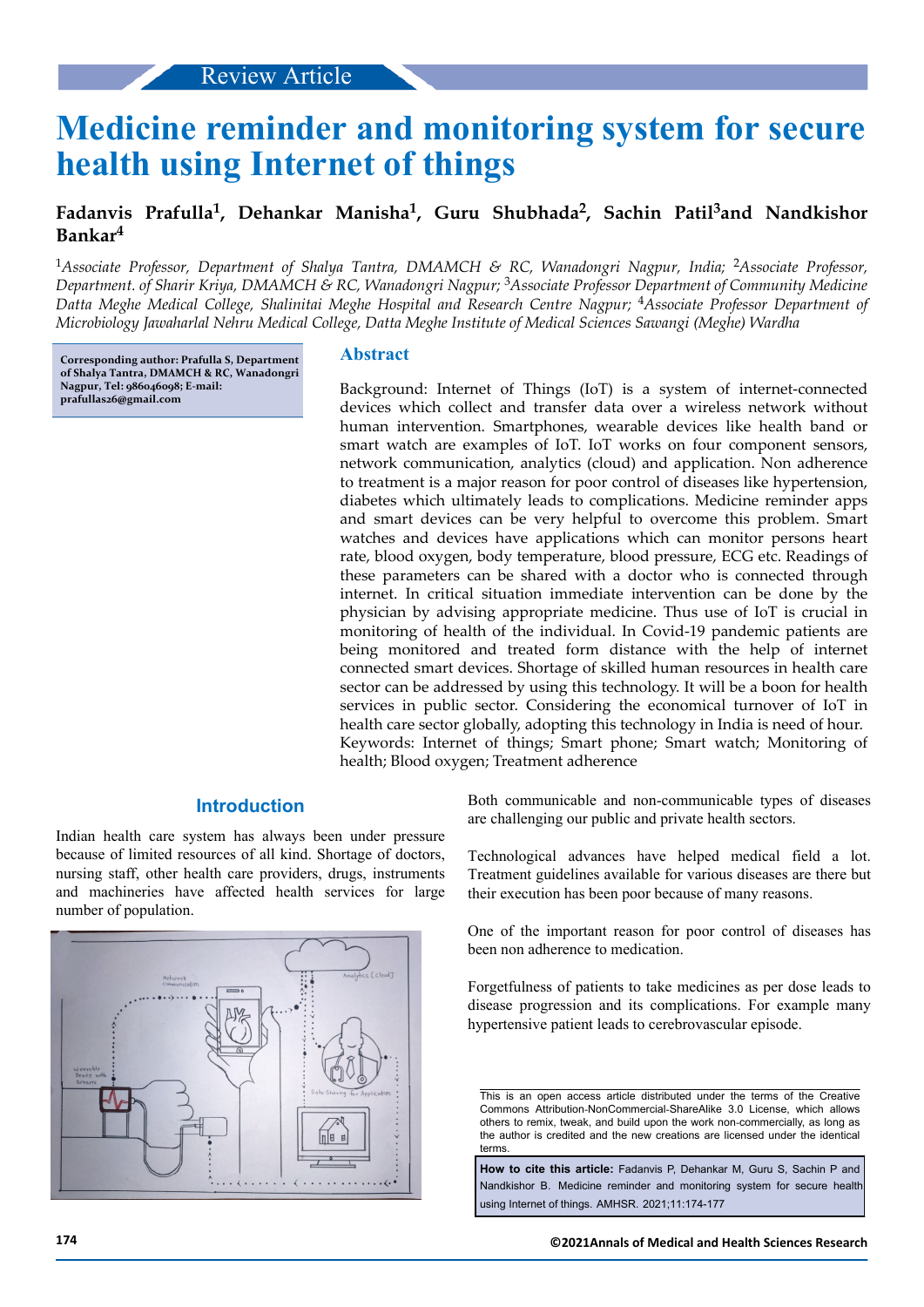Review Article

# Medicine reminder and monitoring system for secure health using Internet of things

**Fadanvis Prafulla[1], Dehankar Manisha[1], Guru Shubhada[2], Sachin Patil[3] and Nandkishor Bankar[4]**

[1]*Associate Professor, Department of Shalya Tantra, DMAMCH & RC, Wanadongri Nagpur, India;* [2]*Associate Professor, Department. of Sharir Kriya, DMAMCH & RC, Wanadongri Nagpur;* [3]*Associate Professor Department of Community Medicine Datta Meghe Medical College, Shalinitai Meghe Hospital and Research Centre Nagpur;* [4]*Associate Professor Department of Microbiology Jawaharlal Nehru Medical College, Datta Meghe Institute of Medical Sciences Sawangi (Meghe) Wardha*

**Corresponding author: Prafulla S, Department of Shalya Tantra, DMAMCH & RC, Wanadongri Nagpur, Tel: 986046098; E-mail: prafullas26@gmail.com**

## Abstract

Background: Internet of Things (IoT) is a system of internet-connected devices which collect and transfer data over a wireless network without human intervention. Smartphones, wearable devices like health band or smart watch are examples of IoT. IoT works on four component sensors, network communication, analytics (cloud) and application. Non adherence to treatment is a major reason for poor control of diseases like hypertension, diabetes which ultimately leads to complications. Medicine reminder apps and smart devices can be very helpful to overcome this problem. Smart watches and devices have applications which can monitor persons heart rate, blood oxygen, body temperature, blood pressure, ECG etc. Readings of these parameters can be shared with a doctor who is connected through internet. In critical situation immediate intervention can be done by the physician by advising appropriate medicine. Thus use of IoT is crucial in monitoring of health of the individual. In Covid-19 pandemic patients are being monitored and treated form distance with the help of internet connected smart devices. Shortage of skilled human resources in health care sector can be addressed by using this technology. It will be a boon for health services in public sector. Considering the economical turnover of IoT in health care sector globally, adopting this technology in India is need of hour.

Keywords: Internet of things; Smart phone; Smart watch; Monitoring of health; Blood oxygen; Treatment adherence

## Introduction

Indian health care system has always been under pressure because of limited resources of all kind. Shortage of doctors, nursing staff, other health care providers, drugs, instruments and machineries have affected health services for large number of population.

Both communicable and non-communicable types of diseases are challenging our public and private health sectors.

Technological advances have helped medical field a lot. Treatment guidelines available for various diseases are there but their execution has been poor because of many reasons.

One of the important reason for poor control of diseases has been non adherence to medication.

Forgetfulness of patients to take medicines as per dose leads to disease progression and its complications. For example many hypertensive patient leads to cerebrovascular episode.

This is an open access article distributed under the terms of the Creative Commons Attribution-NonCommercial-ShareAlike 3.0 License, which allows others to remix, tweak, and build upon the work non-commercially, as long as the author is credited and the new creations are licensed under the identical terms.

**How to cite this article:** Fadanvis P, Dehankar M, Guru S, Sachin P and Nandkishor B. Medicine reminder and monitoring system for secure health using Internet of things. AMHSR. 2021;11:174-177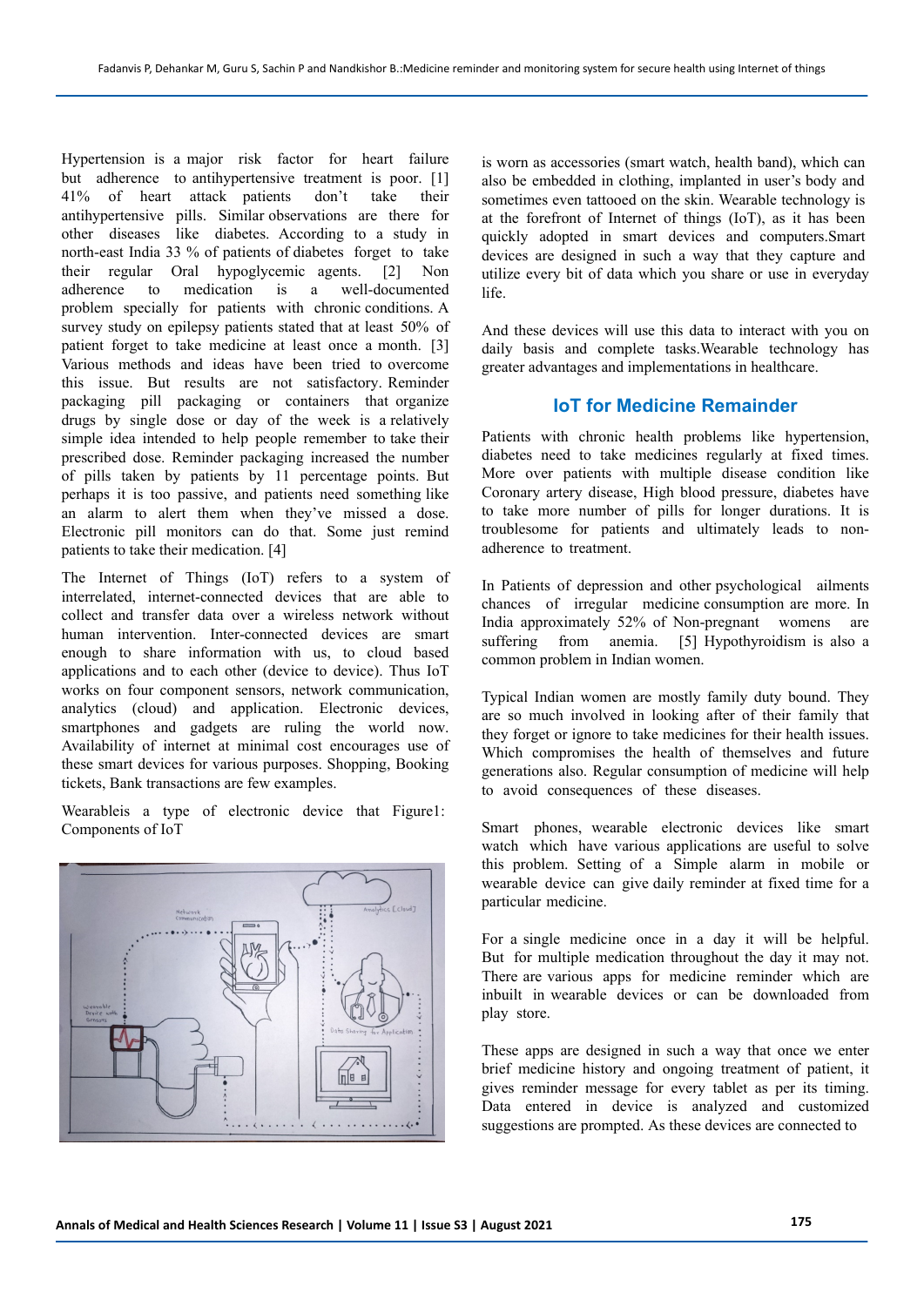Hypertension is a major risk factor for heart failure but adherence to antihypertensive treatment is poor. [1] 41% of heart attack patients don't take their antihypertensive pills. Similar observations are there for other diseases like diabetes. According to a study in north-east India 33 % of patients of diabetes forget to take their regular Oral hypoglycemic agents. [2] Non adherence to medication is a well-documented problem specially for patients with chronic conditions. A survey study on epilepsy patients stated that at least 50% of patient forget to take medicine at least once a month. [3] Various methods and ideas have been tried to overcome this issue. But results are not satisfactory. Reminder packaging pill packaging or containers that organize drugs by single dose or day of the week is a relatively simple idea intended to help people remember to take their prescribed dose. Reminder packaging increased the number of pills taken by patients by 11 percentage points. But perhaps it is too passive, and patients need something like an alarm to alert them when they've missed a dose. Electronic pill monitors can do that. Some just remind patients to take their medication. [4]

The Internet of Things (IoT) refers to a system of interrelated, internet-connected devices that are able to collect and transfer data over a wireless network without human intervention. Inter-connected devices are smart enough to share information with us, to cloud based applications and to each other (device to device). Thus IoT works on four component sensors, network communication, analytics (cloud) and application. Electronic devices, smartphones and gadgets are ruling the world now. Availability of internet at minimal cost encourages use of these smart devices for various purposes. Shopping, Booking tickets, Bank transactions are few examples.

Wearableis a type of electronic device that is worn as accessories (smart watch, health band), which can also be embedded in clothing, implanted in user's body and sometimes even tattooed on the skin. Wearable technology is at the forefront of Internet of things (IoT), as it has been quickly adopted in smart devices and computers.Smart devices are designed in such a way that they capture and utilize every bit of data which you share or use in everyday life.

Figure1: Components of IoT

And these devices will use this data to interact with you on daily basis and complete tasks.Wearable technology has greater advantages and implementations in healthcare.

## IoT for Medicine Remainder

Patients with chronic health problems like hypertension, diabetes need to take medicines regularly at fixed times. More over patients with multiple disease condition like Coronary artery disease, High blood pressure, diabetes have to take more number of pills for longer durations. It is troublesome for patients and ultimately leads to non-adherence to treatment.

In Patients of depression and other psychological ailments chances of irregular medicine consumption are more. In India approximately 52% of Non-pregnant womens are suffering from anemia. [5] Hypothyroidism is also a common problem in Indian women.

Typical Indian women are mostly family duty bound. They are so much involved in looking after of their family that they forget or ignore to take medicines for their health issues. Which compromises the health of themselves and future generations also. Regular consumption of medicine will help to avoid consequences of these diseases.

Smart phones, wearable electronic devices like smart watch which have various applications are useful to solve this problem. Setting of a Simple alarm in mobile or wearable device can give daily reminder at fixed time for a particular medicine.

For a single medicine once in a day it will be helpful. But for multiple medication throughout the day it may not. There are various apps for medicine reminder which are inbuilt in wearable devices or can be downloaded from play store.

These apps are designed in such a way that once we enter brief medicine history and ongoing treatment of patient, it gives reminder message for every tablet as per its timing. Data entered in device is analyzed and customized suggestions are prompted. As these devices are connected to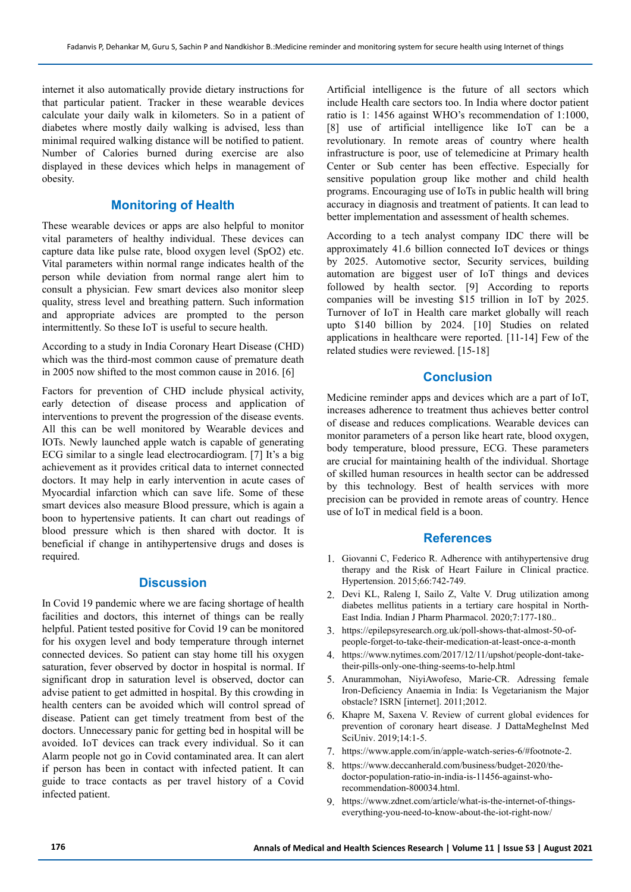internet it also automatically provide dietary instructions for that particular patient. Tracker in these wearable devices calculate your daily walk in kilometers. So in a patient of diabetes where mostly daily walking is advised, less than minimal required walking distance will be notified to patient. Number of Calories burned during exercise are also displayed in these devices which helps in management of obesity.

## Monitoring of Health

These wearable devices or apps are also helpful to monitor vital parameters of healthy individual. These devices can capture data like pulse rate, blood oxygen level (SpO2) etc. Vital parameters within normal range indicates health of the person while deviation from normal range alert him to consult a physician. Few smart devices also monitor sleep quality, stress level and breathing pattern. Such information and appropriate advices are prompted to the person intermittently. So these IoT is useful to secure health.

According to a study in India Coronary Heart Disease (CHD) which was the third-most common cause of premature death in 2005 now shifted to the most common cause in 2016. [6]

Factors for prevention of CHD include physical activity, early detection of disease process and application of interventions to prevent the progression of the disease events. All this can be well monitored by Wearable devices and IOTs. Newly launched apple watch is capable of generating ECG similar to a single lead electrocardiogram. [7] It's a big achievement as it provides critical data to internet connected doctors. It may help in early intervention in acute cases of Myocardial infarction which can save life. Some of these smart devices also measure Blood pressure, which is again a boon to hypertensive patients. It can chart out readings of blood pressure which is then shared with doctor. It is beneficial if change in antihypertensive drugs and doses is required.

## Discussion

In Covid 19 pandemic where we are facing shortage of health facilities and doctors, this internet of things can be really helpful. Patient tested positive for Covid 19 can be monitored for his oxygen level and body temperature through internet connected devices. So patient can stay home till his oxygen saturation, fever observed by doctor in hospital is normal. If significant drop in saturation level is observed, doctor can advise patient to get admitted in hospital. By this crowding in health centers can be avoided which will control spread of disease. Patient can get timely treatment from best of the doctors. Unnecessary panic for getting bed in hospital will be avoided. IoT devices can track every individual. So it can Alarm people not go in Covid contaminated area. It can alert if person has been in contact with infected patient. It can guide to trace contacts as per travel history of a Covid infected patient.

Artificial intelligence is the future of all sectors which include Health care sectors too. In India where doctor patient ratio is 1: 1456 against WHO's recommendation of 1:1000, [8] use of artificial intelligence like IoT can be a revolutionary. In remote areas of country where health infrastructure is poor, use of telemedicine at Primary health Center or Sub center has been effective. Especially for sensitive population group like mother and child health programs. Encouraging use of IoTs in public health will bring accuracy in diagnosis and treatment of patients. It can lead to better implementation and assessment of health schemes.

According to a tech analyst company IDC there will be approximately 41.6 billion connected IoT devices or things by 2025. Automotive sector, Security services, building automation are biggest user of IoT things and devices followed by health sector. [9] According to reports companies will be investing $15 trillion in IoT by 2025. Turnover of IoT in Health care market globally will reach upto $140 billion by 2024. [10] Studies on related applications in healthcare were reported. [11-14] Few of the related studies were reviewed. [15-18]

## Conclusion

Medicine reminder apps and devices which are a part of IoT, increases adherence to treatment thus achieves better control of disease and reduces complications. Wearable devices can monitor parameters of a person like heart rate, blood oxygen, body temperature, blood pressure, ECG. These parameters are crucial for maintaining health of the individual. Shortage of skilled human resources in health sector can be addressed by this technology. Best of health services with more precision can be provided in remote areas of country. Hence use of IoT in medical field is a boon.

## References

1. Giovanni C, Federico R. Adherence with antihypertensive drug therapy and the Risk of Heart Failure in Clinical practice. Hypertension. 2015;66:742-749.
2. Devi KL, Raleng I, Sailo Z, Valte V. Drug utilization among diabetes mellitus patients in a tertiary care hospital in North-East India. Indian J Pharm Pharmacol. 2020;7:177-180..
3. https://epilepsyresearch.org.uk/poll-shows-that-almost-50-of-people-forget-to-take-their-medication-at-least-once-a-month
4. https://www.nytimes.com/2017/12/11/upshot/people-dont-take-their-pills-only-one-thing-seems-to-help.html
5. Anurammohan, NiyiAwofeso, Marie-CR. Adressing female Iron-Deficiency Anaemia in India: Is Vegetarianism the Major obstacle? ISRN [internet]. 2011;2012.
6. Khapre M, Saxena V. Review of current global evidences for prevention of coronary heart disease. J DattaMegheInst Med SciUniv. 2019;14:1-5.
7. https://www.apple.com/in/apple-watch-series-6/#footnote-2.
8. https://www.deccanherald.com/business/budget-2020/the-doctor-population-ratio-in-india-is-11456-against-who-recommendation-800034.html.
9. https://www.zdnet.com/article/what-is-the-internet-of-things-everything-you-need-to-know-about-the-iot-right-now/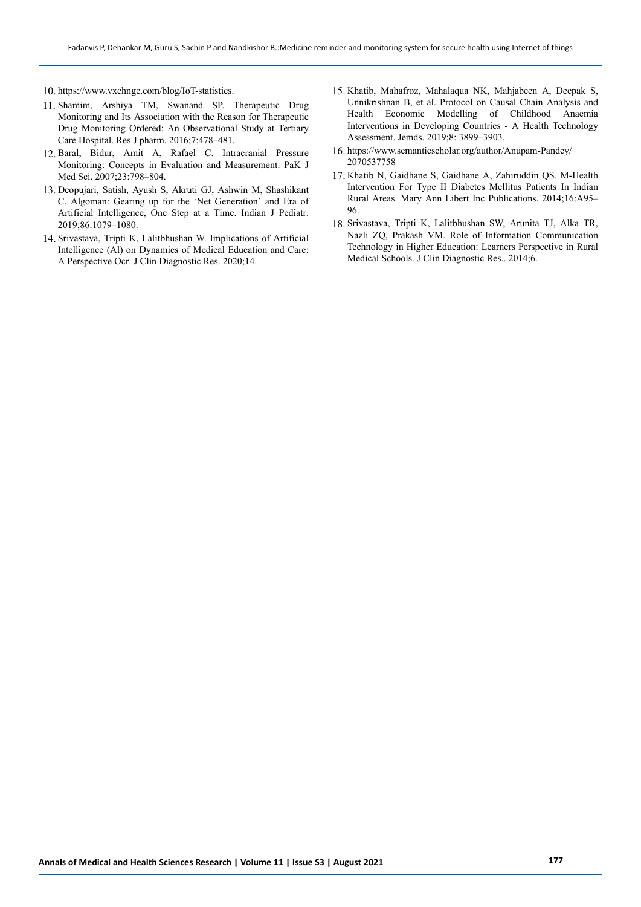10. https://www.vxchnge.com/blog/IoT-statistics.
11. Shamim, Arshiya TM, Swanand SP. Therapeutic Drug Monitoring and Its Association with the Reason for Therapeutic Drug Monitoring Ordered: An Observational Study at Tertiary Care Hospital. Res J pharm. 2016;7:478–481.
12. Baral, Bidur, Amit A, Rafael C. Intracranial Pressure Monitoring: Concepts in Evaluation and Measurement. PaK J Med Sci. 2007;23:798–804.
13. Deopujari, Satish, Ayush S, Akruti GJ, Ashwin M, Shashikant C. Algoman: Gearing up for the 'Net Generation' and Era of Artificial Intelligence, One Step at a Time. Indian J Pediatr. 2019;86:1079–1080.
14. Srivastava, Tripti K, Lalitbhushan W. Implications of Artificial Intelligence (Al) on Dynamics of Medical Education and Care: A Perspective Ocr. J Clin Diagnostic Res. 2020;14.
15. Khatib, Mahafroz, Mahalaqua NK, Mahjabeen A, Deepak S, Unnikrishnan B, et al. Protocol on Causal Chain Analysis and Health Economic Modelling of Childhood Anaemia Interventions in Developing Countries - A Health Technology Assessment. Jemds. 2019;8: 3899–3903.
16. https://www.semanticscholar.org/author/Anupam-Pandey/2070537758
17. Khatib N, Gaidhane S, Gaidhane A, Zahiruddin QS. M-Health Intervention For Type II Diabetes Mellitus Patients In Indian Rural Areas. Mary Ann Libert Inc Publications. 2014;16:A95–96.
18. Srivastava, Tripti K, Lalitbhushan SW, Arunita TJ, Alka TR, Nazli ZQ, Prakash VM. Role of Information Communication Technology in Higher Education: Learners Perspective in Rural Medical Schools. J Clin Diagnostic Res.. 2014;6.